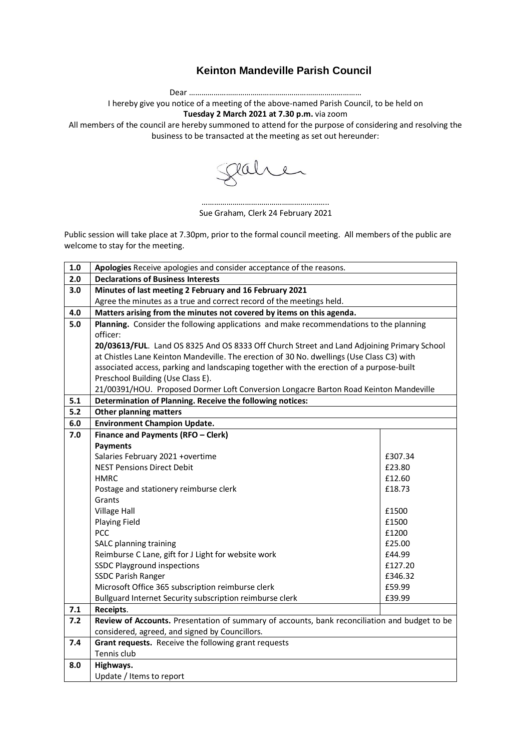# Keinton Mandeville Parish Council

Dear ………………………………………………………………………

I hereby give you notice of a meeting of the above-named Parish Council, to be held on

**Tuesday 2 March 2021 at 7.30 p.m.** via zoom

All members of the council are hereby summoned to attend for the purpose of considering and resolving the business to be transacted at the meeting as set out hereunder:

…………………………………………………..

Sue Graham, Clerk 24 February 2021

Public session will take place at 7.30pm, prior to the formal council meeting. All members of the public are welcome to stay for the meeting.

| | | |
|---|---|---|
| **1.0** | **Apologies** Receive apologies and consider acceptance of the reasons. | |
| **2.0** | **Declarations of Business Interests** | |
| **3.0** | **Minutes of last meeting 2 February and 16 February 2021**<br>Agree the minutes as a true and correct record of the meetings held. | |
| **4.0** | **Matters arising from the minutes not covered by items on this agenda.** | |
| **5.0** | **Planning.** Consider the following applications and make recommendations to the planning officer:<br>**20/03613/FUL**. Land OS 8325 And OS 8333 Off Church Street and Land Adjoining Primary School at Chistles Lane Keinton Mandeville. The erection of 30 No. dwellings (Use Class C3) with associated access, parking and landscaping together with the erection of a purpose-built Preschool Building (Use Class E).<br>21/00391/HOU. Proposed Dormer Loft Conversion Longacre Barton Road Keinton Mandeville | |
| **5.1** | **Determination of Planning. Receive the following notices:** | |
| **5.2** | **Other planning matters** | |
| **6.0** | **Environment Champion Update.** | |
| **7.0** | **Finance and Payments (RFO – Clerk)** | |
| | **Payments** | |
| | Salaries February 2021 +overtime | £307.34 |
| | NEST Pensions Direct Debit | £23.80 |
| | HMRC | £12.60 |
| | Postage and stationery reimburse clerk | £18.73 |
| | Grants | |
| | Village Hall | £1500 |
| | Playing Field | £1500 |
| | PCC | £1200 |
| | SALC planning training | £25.00 |
| | Reimburse C Lane, gift for J Light for website work | £44.99 |
| | SSDC Playground inspections | £127.20 |
| | SSDC Parish Ranger | £346.32 |
| | Microsoft Office 365 subscription reimburse clerk | £59.99 |
| | Bullguard Internet Security subscription reimburse clerk | £39.99 |
| **7.1** | **Receipts**. | |
| **7.2** | **Review of Accounts.** Presentation of summary of accounts, bank reconciliation and budget to be considered, agreed, and signed by Councillors. | |
| **7.4** | **Grant requests.** Receive the following grant requests<br>Tennis club | |
| **8.0** | **Highways.**<br>Update / Items to report | |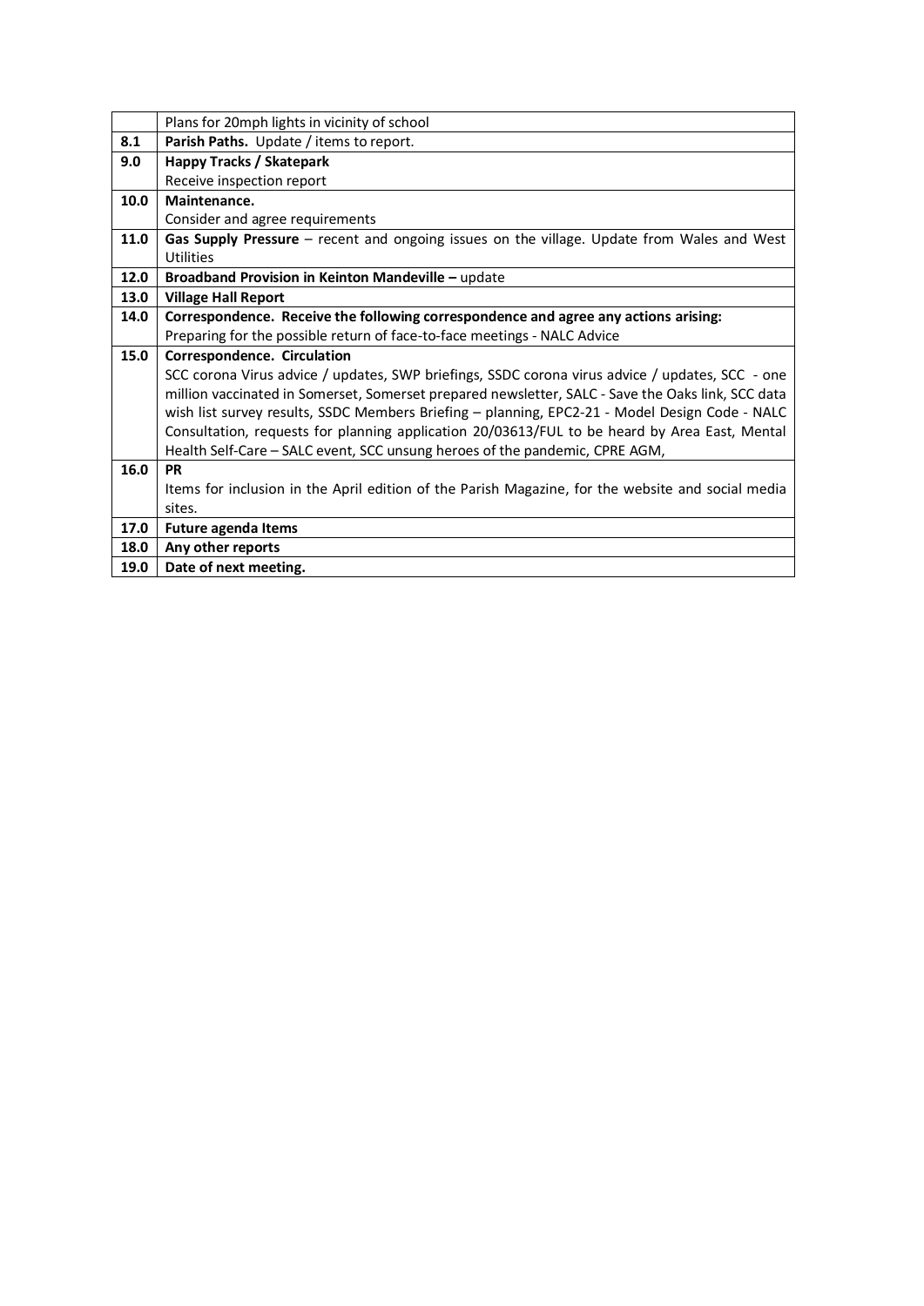| | |
|---|---|
| | Plans for 20mph lights in vicinity of school |
| **8.1** | **Parish Paths.** Update / items to report. |
| **9.0** | **Happy Tracks / Skatepark**<br>Receive inspection report |
| **10.0** | **Maintenance.**<br>Consider and agree requirements |
| **11.0** | **Gas Supply Pressure** – recent and ongoing issues on the village. Update from Wales and West Utilities |
| **12.0** | **Broadband Provision in Keinton Mandeville –** update |
| **13.0** | **Village Hall Report** |
| **14.0** | **Correspondence. Receive the following correspondence and agree any actions arising:**<br>Preparing for the possible return of face-to-face meetings - NALC Advice |
| **15.0** | **Correspondence. Circulation**<br>SCC corona Virus advice / updates, SWP briefings, SSDC corona virus advice / updates, SCC - one million vaccinated in Somerset, Somerset prepared newsletter, SALC - Save the Oaks link, SCC data wish list survey results, SSDC Members Briefing – planning, EPC2-21 - Model Design Code - NALC Consultation, requests for planning application 20/03613/FUL to be heard by Area East, Mental Health Self-Care – SALC event, SCC unsung heroes of the pandemic, CPRE AGM, |
| **16.0** | **PR**<br>Items for inclusion in the April edition of the Parish Magazine, for the website and social media sites. |
| **17.0** | **Future agenda Items** |
| **18.0** | **Any other reports** |
| **19.0** | **Date of next meeting.** |